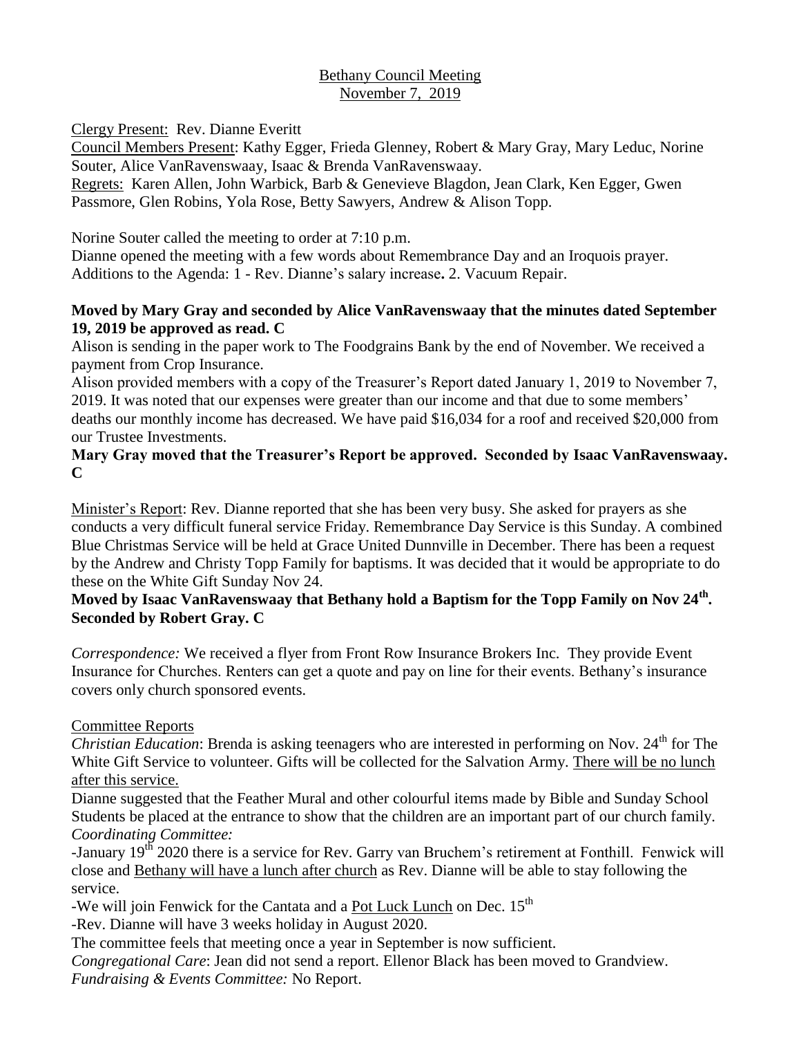# Bethany Council Meeting
## November 7, 2019

Clergy Present: Rev. Dianne Everitt
Council Members Present: Kathy Egger, Frieda Glenney, Robert & Mary Gray, Mary Leduc, Norine Souter, Alice VanRavenswaay, Isaac & Brenda VanRavenswaay.
Regrets: Karen Allen, John Warbick, Barb & Genevieve Blagdon, Jean Clark, Ken Egger, Gwen Passmore, Glen Robins, Yola Rose, Betty Sawyers, Andrew & Alison Topp.

Norine Souter called the meeting to order at 7:10 p.m.
Dianne opened the meeting with a few words about Remembrance Day and an Iroquois prayer.
Additions to the Agenda: 1 - Rev. Dianne's salary increase**.** 2. Vacuum Repair.

**Moved by Mary Gray and seconded by Alice VanRavenswaay that the minutes dated September 19, 2019 be approved as read. C**
Alison is sending in the paper work to The Foodgrains Bank by the end of November. We received a payment from Crop Insurance.
Alison provided members with a copy of the Treasurer's Report dated January 1, 2019 to November 7, 2019. It was noted that our expenses were greater than our income and that due to some members' deaths our monthly income has decreased. We have paid $16,034 for a roof and received $20,000 from our Trustee Investments.
**Mary Gray moved that the Treasurer's Report be approved. Seconded by Isaac VanRavenswaay. C**

Minister's Report: Rev. Dianne reported that she has been very busy. She asked for prayers as she conducts a very difficult funeral service Friday. Remembrance Day Service is this Sunday. A combined Blue Christmas Service will be held at Grace United Dunnville in December. There has been a request by the Andrew and Christy Topp Family for baptisms. It was decided that it would be appropriate to do these on the White Gift Sunday Nov 24.
**Moved by Isaac VanRavenswaay that Bethany hold a Baptism for the Topp Family on Nov 24th. Seconded by Robert Gray. C**

*Correspondence:* We received a flyer from Front Row Insurance Brokers Inc. They provide Event Insurance for Churches. Renters can get a quote and pay on line for their events. Bethany's insurance covers only church sponsored events.

Committee Reports
*Christian Education*: Brenda is asking teenagers who are interested in performing on Nov. 24th for The White Gift Service to volunteer. Gifts will be collected for the Salvation Army. There will be no lunch after this service.
Dianne suggested that the Feather Mural and other colourful items made by Bible and Sunday School Students be placed at the entrance to show that the children are an important part of our church family.
*Coordinating Committee:*
-January 19th 2020 there is a service for Rev. Garry van Bruchem's retirement at Fonthill. Fenwick will close and Bethany will have a lunch after church as Rev. Dianne will be able to stay following the service.
-We will join Fenwick for the Cantata and a Pot Luck Lunch on Dec. 15th
-Rev. Dianne will have 3 weeks holiday in August 2020.
The committee feels that meeting once a year in September is now sufficient.
*Congregational Care*: Jean did not send a report. Ellenor Black has been moved to Grandview.
*Fundraising & Events Committee:* No Report.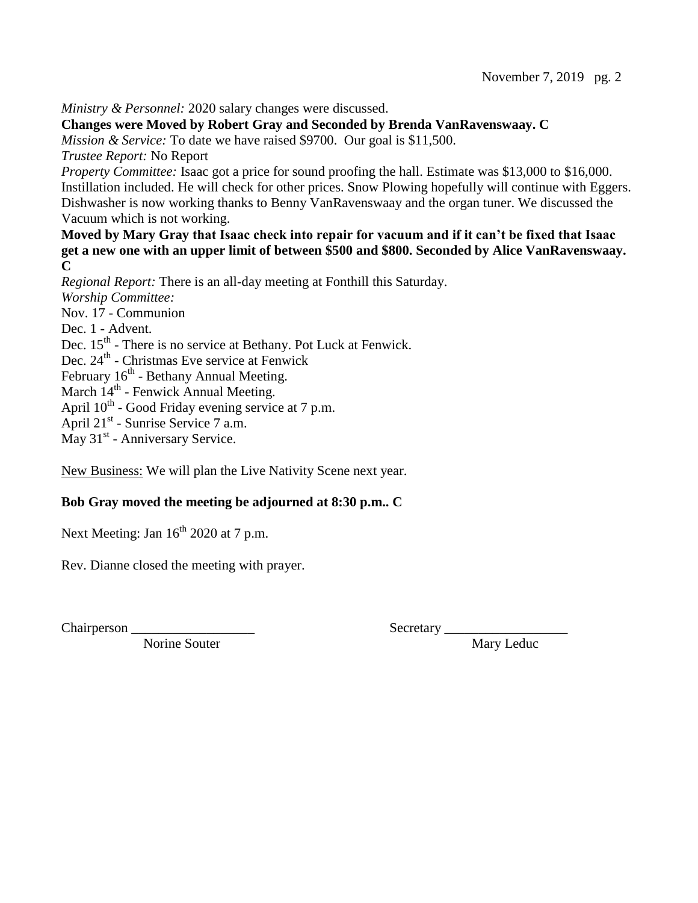*Ministry & Personnel:* 2020 salary changes were discussed.

**Changes were Moved by Robert Gray and Seconded by Brenda VanRavenswaay. C**

*Mission & Service:* To date we have raised $9700. Our goal is $11,500.

*Trustee Report:* No Report

*Property Committee:* Isaac got a price for sound proofing the hall. Estimate was $13,000 to $16,000. Instillation included. He will check for other prices. Snow Plowing hopefully will continue with Eggers. Dishwasher is now working thanks to Benny VanRavenswaay and the organ tuner. We discussed the Vacuum which is not working.

**Moved by Mary Gray that Isaac check into repair for vacuum and if it can't be fixed that Isaac get a new one with an upper limit of between $500 and $800. Seconded by Alice VanRavenswaay. C**

*Regional Report:* There is an all-day meeting at Fonthill this Saturday.

*Worship Committee:*

Nov. 17 - Communion

Dec. 1 - Advent.

Dec. 15th - There is no service at Bethany. Pot Luck at Fenwick.

Dec. 24th - Christmas Eve service at Fenwick

February 16th - Bethany Annual Meeting.

March 14th - Fenwick Annual Meeting.

April 10th - Good Friday evening service at 7 p.m.

April 21st - Sunrise Service 7 a.m.

May 31st - Anniversary Service.

<u>New Business:</u> We will plan the Live Nativity Scene next year.

**Bob Gray moved the meeting be adjourned at 8:30 p.m.. C**

Next Meeting: Jan 16th 2020 at 7 p.m.

Rev. Dianne closed the meeting with prayer.

Chairperson __________________
Norine Souter

Secretary __________________
Mary Leduc